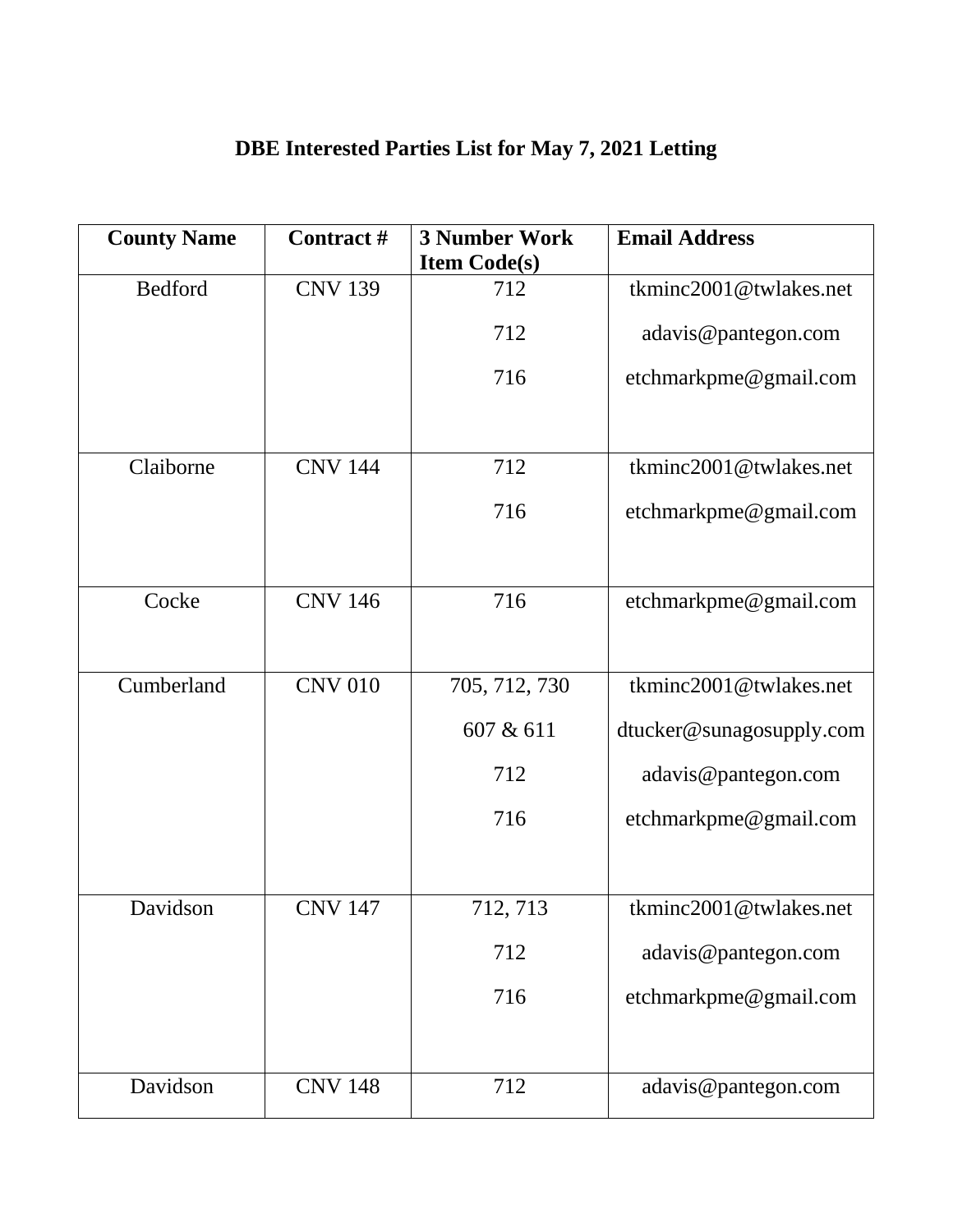# DBE Interested Parties List for May 7, 2021 Letting

| County Name | Contract # | 3 Number Work Item Code(s) | Email Address |
|---|---|---|---|
| Bedford | CNV 139 | 712 | tkminc2001@twlakes.net |
| | | 712 | adavis@pantegon.com |
| | | 716 | etchmarkpme@gmail.com |
| Claiborne | CNV 144 | 712 | tkminc2001@twlakes.net |
| | | 716 | etchmarkpme@gmail.com |
| Cocke | CNV 146 | 716 | etchmarkpme@gmail.com |
| Cumberland | CNV 010 | 705, 712, 730 | tkminc2001@twlakes.net |
| | | 607 & 611 | dtucker@sunagosupply.com |
| | | 712 | adavis@pantegon.com |
| | | 716 | etchmarkpme@gmail.com |
| Davidson | CNV 147 | 712, 713 | tkminc2001@twlakes.net |
| | | 712 | adavis@pantegon.com |
| | | 716 | etchmarkpme@gmail.com |
| Davidson | CNV 148 | 712 | adavis@pantegon.com |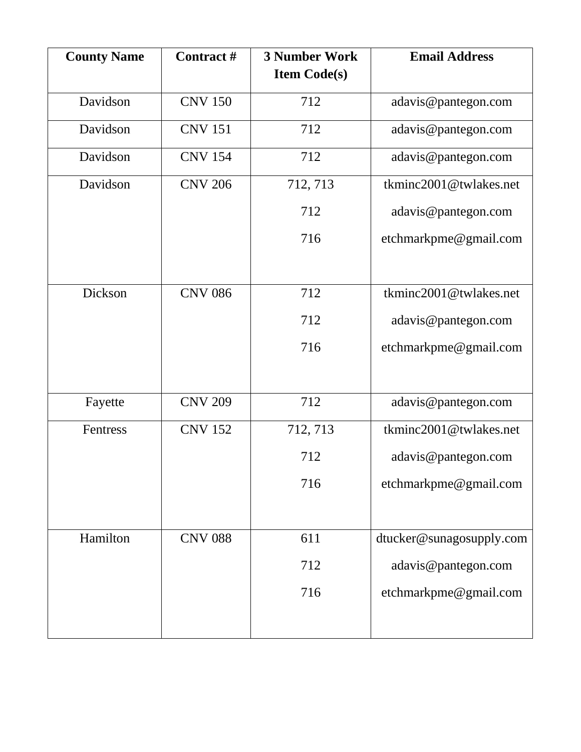| County Name | Contract # | 3 Number Work Item Code(s) | Email Address |
|---|---|---|---|
| Davidson | CNV 150 | 712 | adavis@pantegon.com |
| Davidson | CNV 151 | 712 | adavis@pantegon.com |
| Davidson | CNV 154 | 712 | adavis@pantegon.com |
| Davidson | CNV 206 | 712, 713<br>712<br>716 | tkminc2001@twlakes.net<br>adavis@pantegon.com<br>etchmarkpme@gmail.com |
| Dickson | CNV 086 | 712<br>712<br>716 | tkminc2001@twlakes.net<br>adavis@pantegon.com<br>etchmarkpme@gmail.com |
| Fayette | CNV 209 | 712 | adavis@pantegon.com |
| Fentress | CNV 152 | 712, 713<br>712<br>716 | tkminc2001@twlakes.net<br>adavis@pantegon.com<br>etchmarkpme@gmail.com |
| Hamilton | CNV 088 | 611<br>712<br>716 | dtucker@sunagosupply.com<br>adavis@pantegon.com<br>etchmarkpme@gmail.com |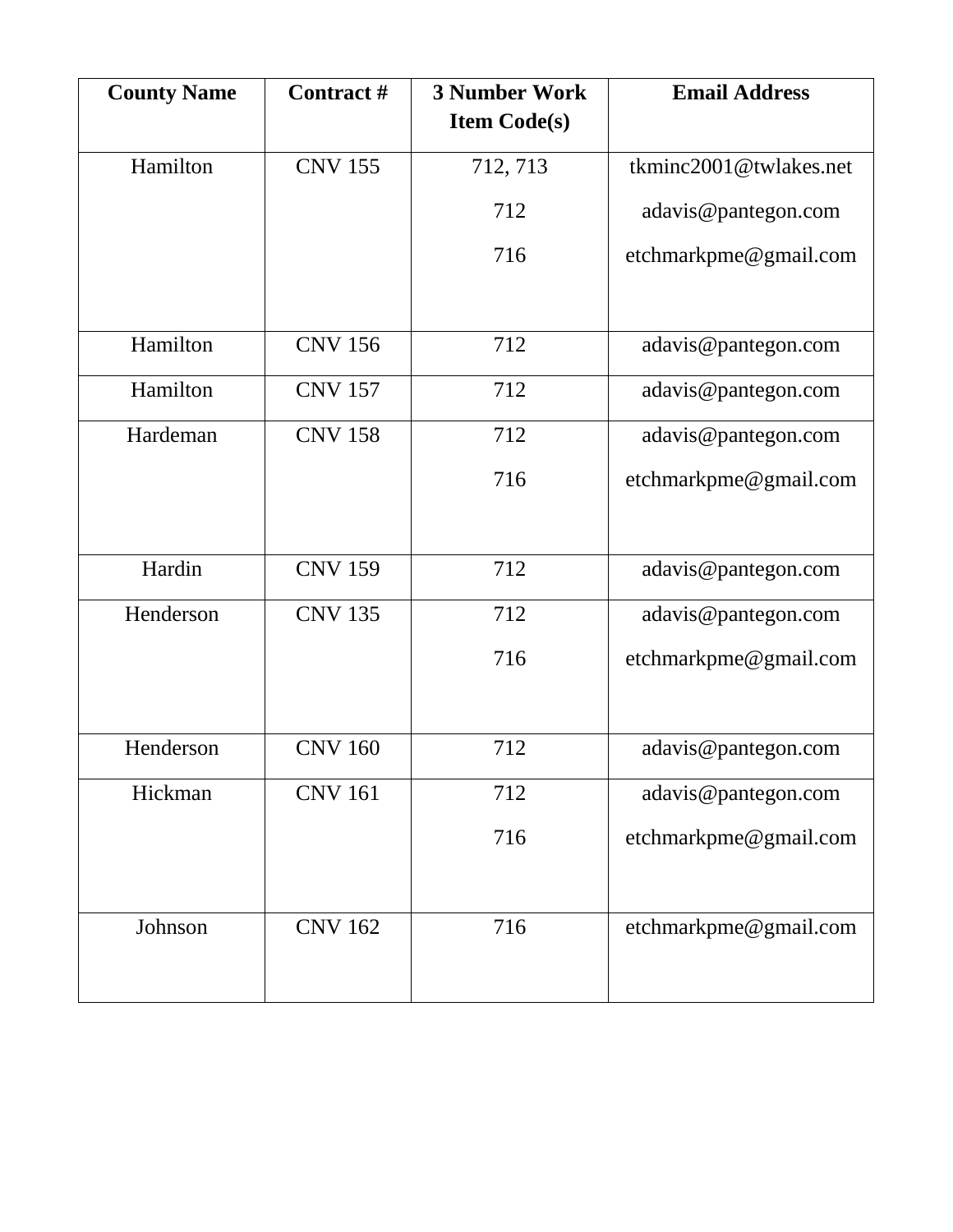| County Name | Contract # | 3 Number Work Item Code(s) | Email Address |
| --- | --- | --- | --- |
| Hamilton | CNV 155 | 712, 713<br>712<br>716 | tkminc2001@twlakes.net<br>adavis@pantegon.com<br>etchmarkpme@gmail.com |
| Hamilton | CNV 156 | 712 | adavis@pantegon.com |
| Hamilton | CNV 157 | 712 | adavis@pantegon.com |
| Hardeman | CNV 158 | 712<br>716 | adavis@pantegon.com<br>etchmarkpme@gmail.com |
| Hardin | CNV 159 | 712 | adavis@pantegon.com |
| Henderson | CNV 135 | 712<br>716 | adavis@pantegon.com<br>etchmarkpme@gmail.com |
| Henderson | CNV 160 | 712 | adavis@pantegon.com |
| Hickman | CNV 161 | 712<br>716 | adavis@pantegon.com<br>etchmarkpme@gmail.com |
| Johnson | CNV 162 | 716 | etchmarkpme@gmail.com |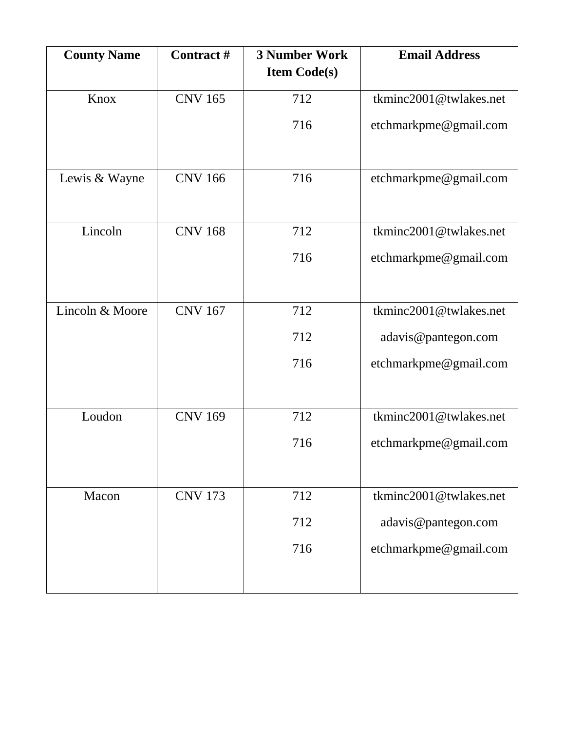| County Name | Contract # | 3 Number Work Item Code(s) | Email Address |
|---|---|---|---|
| Knox | CNV 165 | 712<br>716 | tkminc2001@twlakes.net<br>etchmarkpme@gmail.com |
| Lewis & Wayne | CNV 166 | 716 | etchmarkpme@gmail.com |
| Lincoln | CNV 168 | 712<br>716 | tkminc2001@twlakes.net<br>etchmarkpme@gmail.com |
| Lincoln & Moore | CNV 167 | 712<br>712<br>716 | tkminc2001@twlakes.net<br>adavis@pantegon.com<br>etchmarkpme@gmail.com |
| Loudon | CNV 169 | 712<br>716 | tkminc2001@twlakes.net<br>etchmarkpme@gmail.com |
| Macon | CNV 173 | 712<br>712<br>716 | tkminc2001@twlakes.net<br>adavis@pantegon.com<br>etchmarkpme@gmail.com |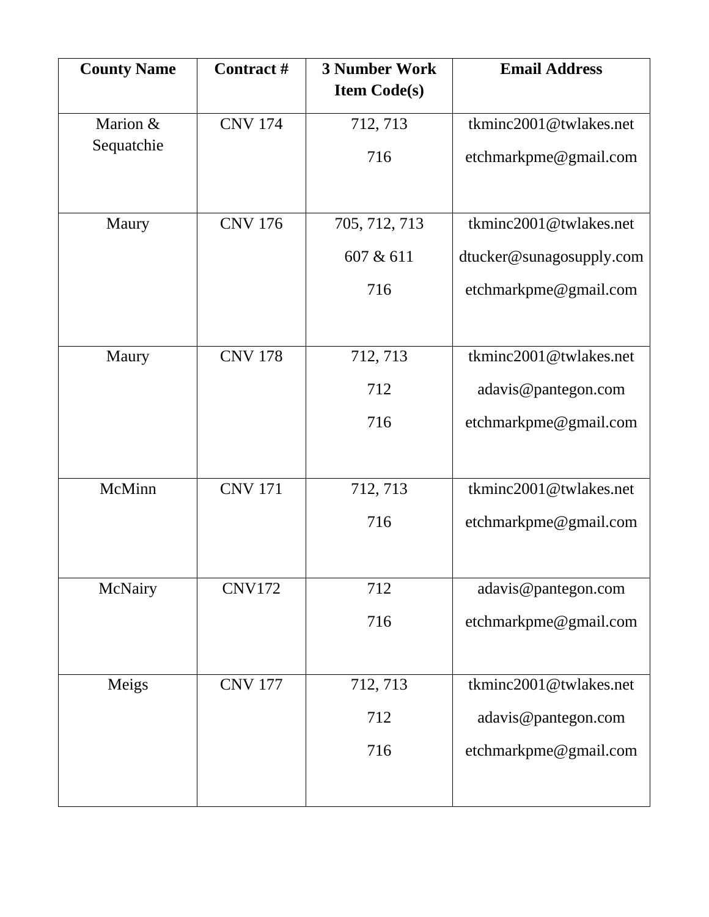| County Name | Contract # | 3 Number Work Item Code(s) | Email Address |
|---|---|---|---|
| Marion & Sequatchie | CNV 174 | 712, 713<br>716 | tkminc2001@twlakes.net<br>etchmarkpme@gmail.com |
| Maury | CNV 176 | 705, 712, 713<br>607 & 611<br>716 | tkminc2001@twlakes.net<br>dtucker@sunagosupply.com<br>etchmarkpme@gmail.com |
| Maury | CNV 178 | 712, 713<br>712<br>716 | tkminc2001@twlakes.net<br>adavis@pantegon.com<br>etchmarkpme@gmail.com |
| McMinn | CNV 171 | 712, 713<br>716 | tkminc2001@twlakes.net<br>etchmarkpme@gmail.com |
| McNairy | CNV172 | 712<br>716 | adavis@pantegon.com<br>etchmarkpme@gmail.com |
| Meigs | CNV 177 | 712, 713<br>712<br>716 | tkminc2001@twlakes.net<br>adavis@pantegon.com<br>etchmarkpme@gmail.com |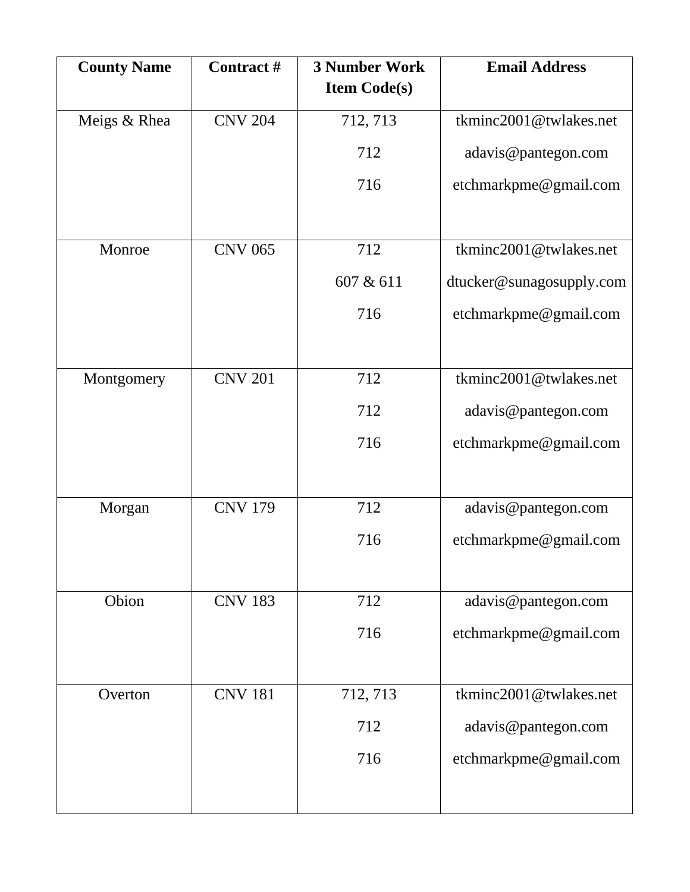| County Name | Contract # | 3 Number Work Item Code(s) | Email Address |
|---|---|---|---|
| Meigs & Rhea | CNV 204 | 712, 713<br>712<br>716 | tkminc2001@twlakes.net<br>adavis@pantegon.com<br>etchmarkpme@gmail.com |
| Monroe | CNV 065 | 712<br>607 & 611<br>716 | tkminc2001@twlakes.net<br>dtucker@sunagosupply.com<br>etchmarkpme@gmail.com |
| Montgomery | CNV 201 | 712<br>712<br>716 | tkminc2001@twlakes.net<br>adavis@pantegon.com<br>etchmarkpme@gmail.com |
| Morgan | CNV 179 | 712<br>716 | adavis@pantegon.com<br>etchmarkpme@gmail.com |
| Obion | CNV 183 | 712<br>716 | adavis@pantegon.com<br>etchmarkpme@gmail.com |
| Overton | CNV 181 | 712, 713<br>712<br>716 | tkminc2001@twlakes.net<br>adavis@pantegon.com<br>etchmarkpme@gmail.com |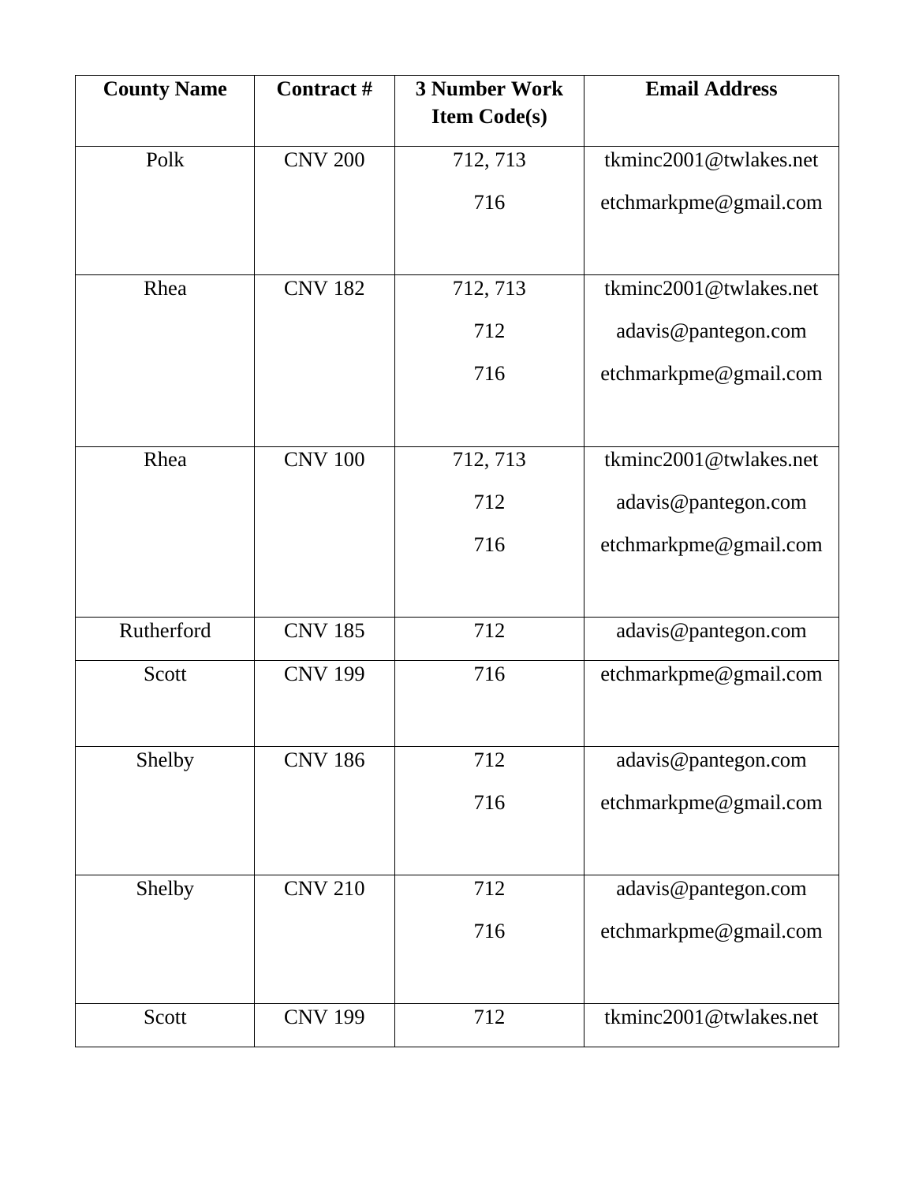| County Name | Contract # | 3 Number Work Item Code(s) | Email Address |
|---|---|---|---|
| Polk | CNV 200 | 712, 713<br>716 | tkminc2001@twlakes.net<br>etchmarkpme@gmail.com |
| Rhea | CNV 182 | 712, 713<br>712<br>716 | tkminc2001@twlakes.net<br>adavis@pantegon.com<br>etchmarkpme@gmail.com |
| Rhea | CNV 100 | 712, 713<br>712<br>716 | tkminc2001@twlakes.net<br>adavis@pantegon.com<br>etchmarkpme@gmail.com |
| Rutherford | CNV 185 | 712 | adavis@pantegon.com |
| Scott | CNV 199 | 716 | etchmarkpme@gmail.com |
| Shelby | CNV 186 | 712<br>716 | adavis@pantegon.com<br>etchmarkpme@gmail.com |
| Shelby | CNV 210 | 712<br>716 | adavis@pantegon.com<br>etchmarkpme@gmail.com |
| Scott | CNV 199 | 712 | tkminc2001@twlakes.net |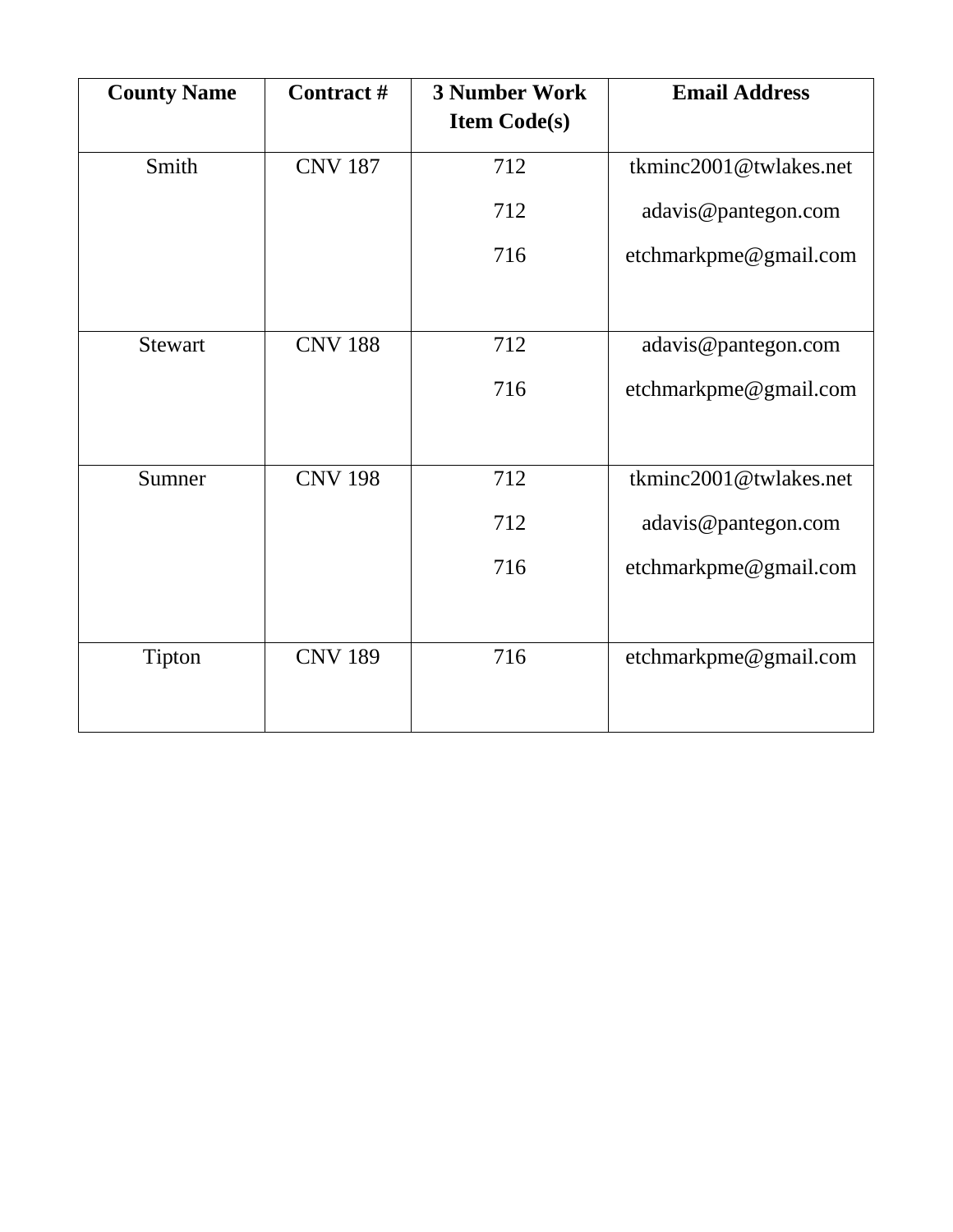| County Name | Contract # | 3 Number Work Item Code(s) | Email Address |
|---|---|---|---|
| Smith | CNV 187 | 712<br>712<br>716 | tkminc2001@twlakes.net<br>adavis@pantegon.com<br>etchmarkpme@gmail.com |
| Stewart | CNV 188 | 712<br>716 | adavis@pantegon.com<br>etchmarkpme@gmail.com |
| Sumner | CNV 198 | 712<br>712<br>716 | tkminc2001@twlakes.net<br>adavis@pantegon.com<br>etchmarkpme@gmail.com |
| Tipton | CNV 189 | 716 | etchmarkpme@gmail.com |